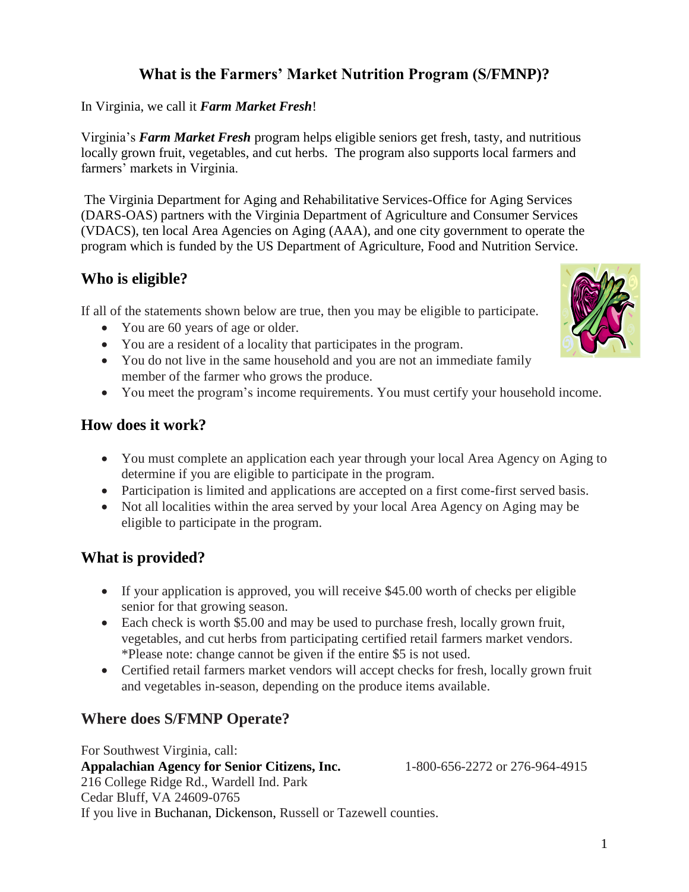# What is the Farmers' Market Nutrition Program (S/FMNP)?

In Virginia, we call it ***Farm Market Fresh***!

Virginia's ***Farm Market Fresh*** program helps eligible seniors get fresh, tasty, and nutritious locally grown fruit, vegetables, and cut herbs. The program also supports local farmers and farmers' markets in Virginia.

The Virginia Department for Aging and Rehabilitative Services-Office for Aging Services (DARS-OAS) partners with the Virginia Department of Agriculture and Consumer Services (VDACS), ten local Area Agencies on Aging (AAA), and one city government to operate the program which is funded by the US Department of Agriculture, Food and Nutrition Service.

## Who is eligible?

If all of the statements shown below are true, then you may be eligible to participate.

- You are 60 years of age or older.
- You are a resident of a locality that participates in the program.
- You do not live in the same household and you are not an immediate family member of the farmer who grows the produce.
- You meet the program's income requirements. You must certify your household income.

## How does it work?

- You must complete an application each year through your local Area Agency on Aging to determine if you are eligible to participate in the program.
- Participation is limited and applications are accepted on a first come-first served basis.
- Not all localities within the area served by your local Area Agency on Aging may be eligible to participate in the program.

## What is provided?

- If your application is approved, you will receive $45.00 worth of checks per eligible senior for that growing season.
- Each check is worth $5.00 and may be used to purchase fresh, locally grown fruit, vegetables, and cut herbs from participating certified retail farmers market vendors. *Please note: change cannot be given if the entire $5 is not used.
- Certified retail farmers market vendors will accept checks for fresh, locally grown fruit and vegetables in-season, depending on the produce items available.

## Where does S/FMNP Operate?

For Southwest Virginia, call:
**Appalachian Agency for Senior Citizens, Inc.** 1-800-656-2272 or 276-964-4915
216 College Ridge Rd., Wardell Ind. Park
Cedar Bluff, VA 24609-0765
If you live in Buchanan, Dickenson, Russell or Tazewell counties.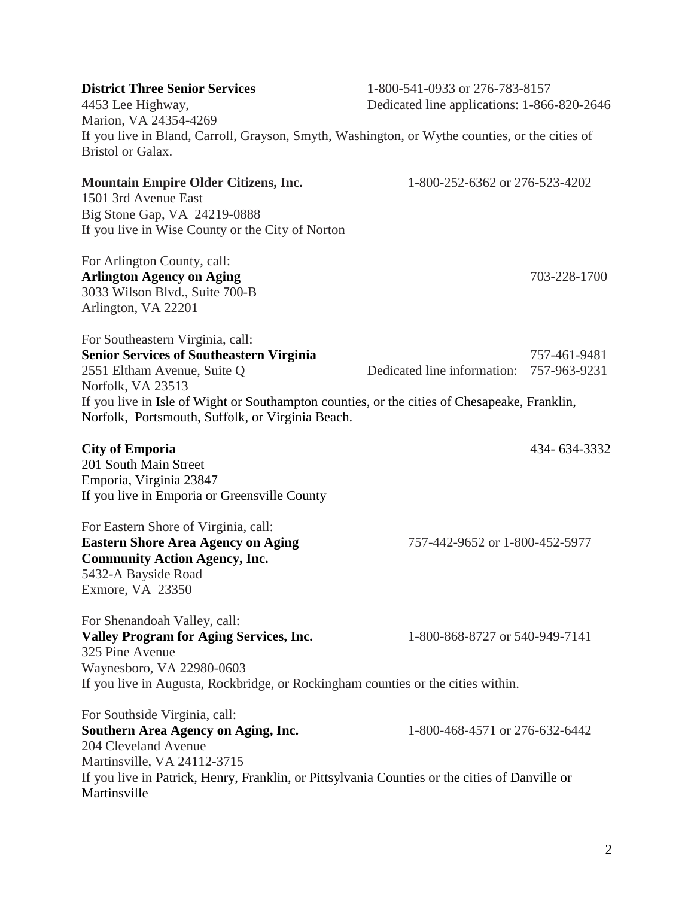**District Three Senior Services** 1-800-541-0933 or 276-783-8157
4453 Lee Highway, Dedicated line applications: 1-866-820-2646
Marion, VA 24354-4269
If you live in Bland, Carroll, Grayson, Smyth, Washington, or Wythe counties, or the cities of Bristol or Galax.

**Mountain Empire Older Citizens, Inc.** 1-800-252-6362 or 276-523-4202
1501 3rd Avenue East
Big Stone Gap, VA 24219-0888
If you live in Wise County or the City of Norton

For Arlington County, call:
**Arlington Agency on Aging** 703-228-1700
3033 Wilson Blvd., Suite 700-B
Arlington, VA 22201

For Southeastern Virginia, call:
**Senior Services of Southeastern Virginia** 757-461-9481
2551 Eltham Avenue, Suite Q Dedicated line information: 757-963-9231
Norfolk, VA 23513
If you live in Isle of Wight or Southampton counties, or the cities of Chesapeake, Franklin, Norfolk, Portsmouth, Suffolk, or Virginia Beach.

**City of Emporia** 434- 634-3332
201 South Main Street
Emporia, Virginia 23847
If you live in Emporia or Greensville County

For Eastern Shore of Virginia, call:
**Eastern Shore Area Agency on Aging** 757-442-9652 or 1-800-452-5977
**Community Action Agency, Inc.**
5432-A Bayside Road
Exmore, VA 23350

For Shenandoah Valley, call:
**Valley Program for Aging Services, Inc.** 1-800-868-8727 or 540-949-7141
325 Pine Avenue
Waynesboro, VA 22980-0603
If you live in Augusta, Rockbridge, or Rockingham counties or the cities within.

For Southside Virginia, call:
**Southern Area Agency on Aging, Inc.** 1-800-468-4571 or 276-632-6442
204 Cleveland Avenue
Martinsville, VA 24112-3715
If you live in Patrick, Henry, Franklin, or Pittsylvania Counties or the cities of Danville or Martinsville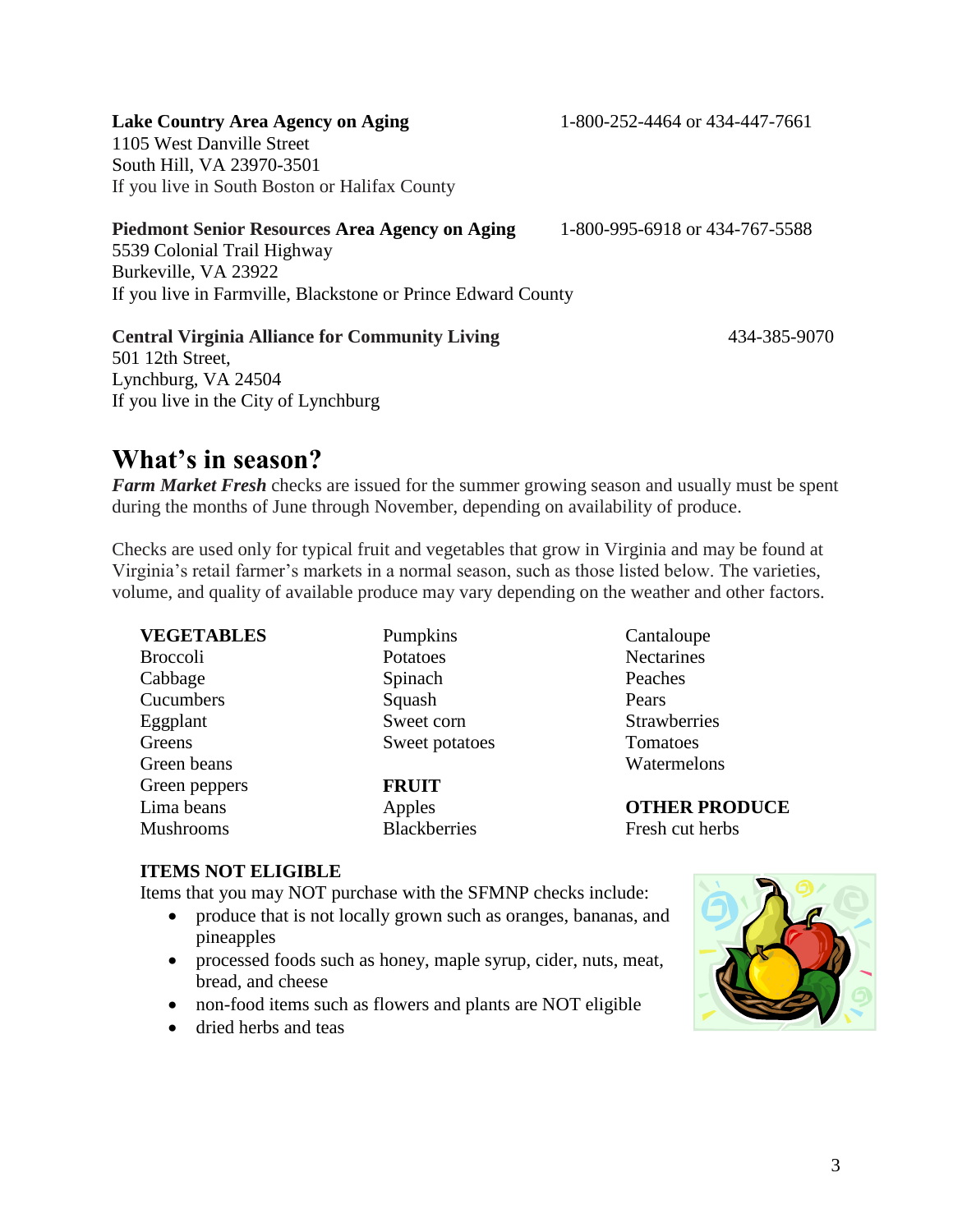**Lake Country Area Agency on Aging** 1-800-252-4464 or 434-447-7661
1105 West Danville Street
South Hill, VA 23970-3501
If you live in South Boston or Halifax County

**Piedmont Senior Resources Area Agency on Aging** 1-800-995-6918 or 434-767-5588
5539 Colonial Trail Highway
Burkeville, VA 23922
If you live in Farmville, Blackstone or Prince Edward County

**Central Virginia Alliance for Community Living** 434-385-9070
501 12th Street,
Lynchburg, VA 24504
If you live in the City of Lynchburg

## What's in season?

***Farm Market Fresh*** checks are issued for the summer growing season and usually must be spent during the months of June through November, depending on availability of produce.

Checks are used only for typical fruit and vegetables that grow in Virginia and may be found at Virginia's retail farmer's markets in a normal season, such as those listed below. The varieties, volume, and quality of available produce may vary depending on the weather and other factors.

**VEGETABLES**
Broccoli
Cabbage
Cucumbers
Eggplant
Greens
Green beans
Green peppers
Lima beans
Mushrooms
Pumpkins
Potatoes
Spinach
Squash
Sweet corn
Sweet potatoes

**FRUIT**
Apples
Blackberries
Cantaloupe
Nectarines
Peaches
Pears
Strawberries
Tomatoes
Watermelons

**OTHER PRODUCE**
Fresh cut herbs

**ITEMS NOT ELIGIBLE**

Items that you may NOT purchase with the SFMNP checks include:

- produce that is not locally grown such as oranges, bananas, and pineapples
- processed foods such as honey, maple syrup, cider, nuts, meat, bread, and cheese
- non-food items such as flowers and plants are NOT eligible
- dried herbs and teas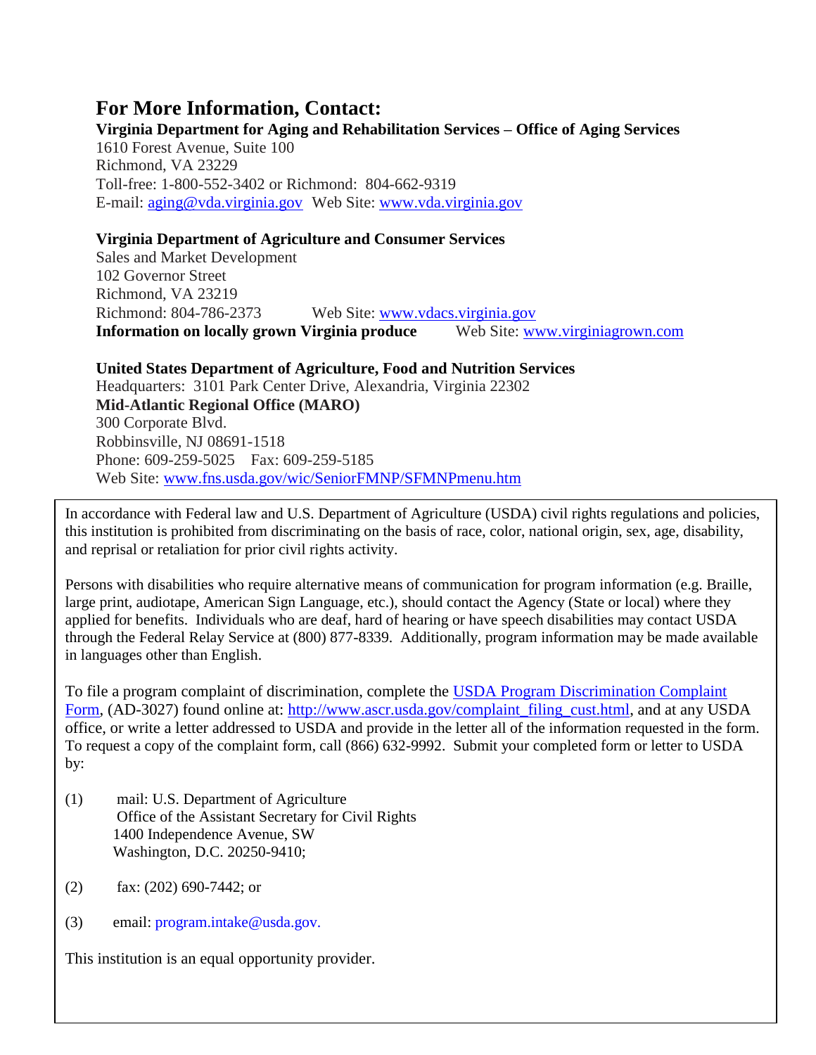## For More Information, Contact:

**Virginia Department for Aging and Rehabilitation Services – Office of Aging Services**
1610 Forest Avenue, Suite 100
Richmond, VA 23229
Toll-free: 1-800-552-3402 or Richmond: 804-662-9319
E-mail: aging@vda.virginia.gov Web Site: www.vda.virginia.gov

**Virginia Department of Agriculture and Consumer Services**
Sales and Market Development
102 Governor Street
Richmond, VA 23219
Richmond: 804-786-2373 Web Site: www.vdacs.virginia.gov
**Information on locally grown Virginia produce** Web Site: www.virginiagrown.com

**United States Department of Agriculture, Food and Nutrition Services**
Headquarters: 3101 Park Center Drive, Alexandria, Virginia 22302
**Mid-Atlantic Regional Office (MARO)**
300 Corporate Blvd.
Robbinsville, NJ 08691-1518
Phone: 609-259-5025 Fax: 609-259-5185
Web Site: www.fns.usda.gov/wic/SeniorFMNP/SFMNPmenu.htm

In accordance with Federal law and U.S. Department of Agriculture (USDA) civil rights regulations and policies, this institution is prohibited from discriminating on the basis of race, color, national origin, sex, age, disability, and reprisal or retaliation for prior civil rights activity.

Persons with disabilities who require alternative means of communication for program information (e.g. Braille, large print, audiotape, American Sign Language, etc.), should contact the Agency (State or local) where they applied for benefits. Individuals who are deaf, hard of hearing or have speech disabilities may contact USDA through the Federal Relay Service at (800) 877-8339. Additionally, program information may be made available in languages other than English.

To file a program complaint of discrimination, complete the USDA Program Discrimination Complaint Form, (AD-3027) found online at: http://www.ascr.usda.gov/complaint_filing_cust.html, and at any USDA office, or write a letter addressed to USDA and provide in the letter all of the information requested in the form. To request a copy of the complaint form, call (866) 632-9992. Submit your completed form or letter to USDA by:

(1) mail: U.S. Department of Agriculture
Office of the Assistant Secretary for Civil Rights
1400 Independence Avenue, SW
Washington, D.C. 20250-9410;

(2) fax: (202) 690-7442; or

(3) email: program.intake@usda.gov.

This institution is an equal opportunity provider.